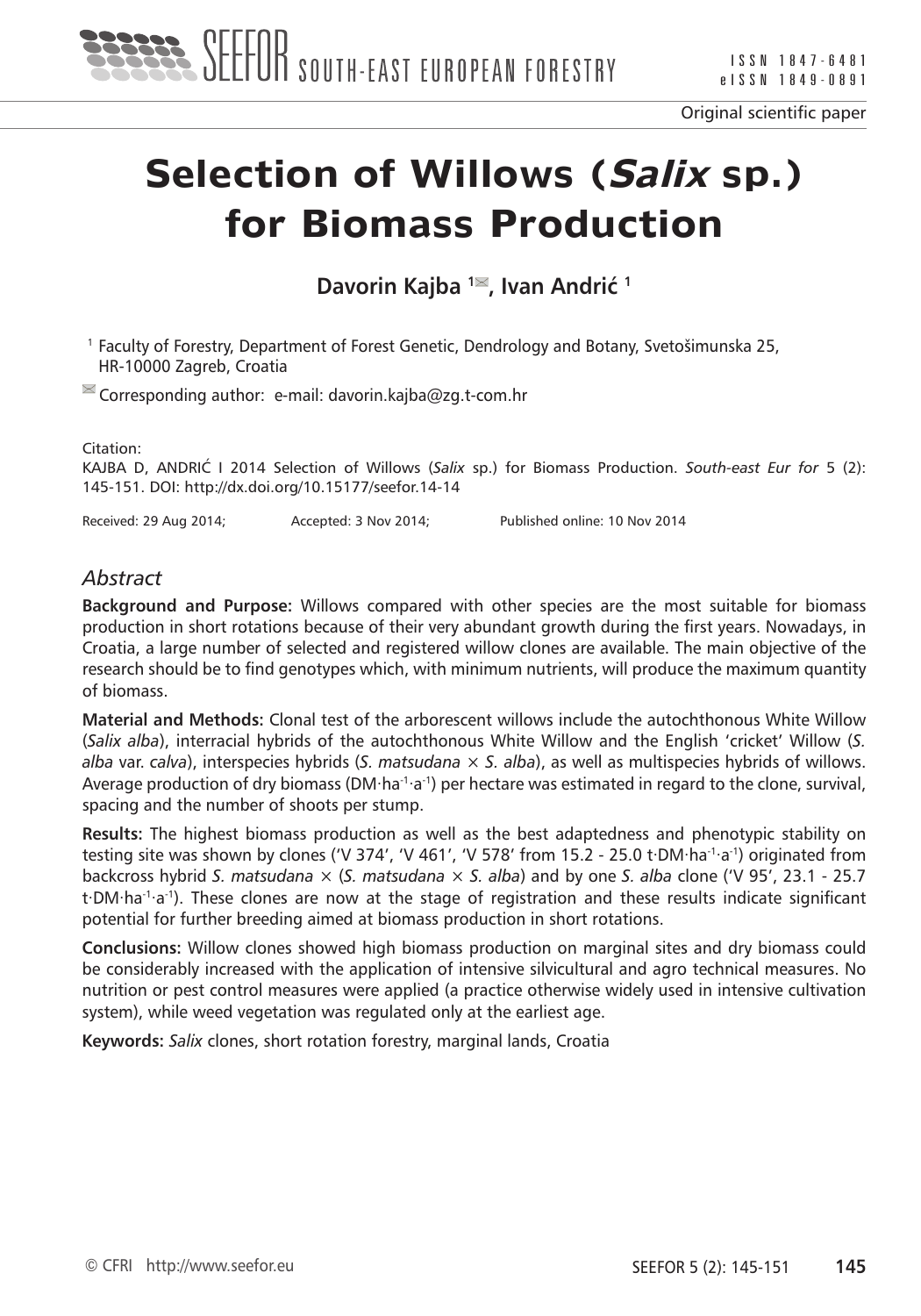Original scientific paper

# Selection of Willows (*Salix* sp.) for Biomass Production

**Davorin Kajba [1], Ivan Andrić [1]**

[1] Faculty of Forestry, Department of Forest Genetic, Dendrology and Botany, Svetošimunska 25, HR-10000 Zagreb, Croatia

Corresponding author: e-mail: davorin.kajba@zg.t-com.hr

Citation:
KAJBA D, ANDRIĆ I 2014 Selection of Willows (*Salix* sp.) for Biomass Production. *South-east Eur for* 5 (2): 145-151. DOI: http://dx.doi.org/10.15177/seefor.14-14

Received: 29 Aug 2014; Accepted: 3 Nov 2014; Published online: 10 Nov 2014

## *Abstract*

**Background and Purpose:** Willows compared with other species are the most suitable for biomass production in short rotations because of their very abundant growth during the first years. Nowadays, in Croatia, a large number of selected and registered willow clones are available. The main objective of the research should be to find genotypes which, with minimum nutrients, will produce the maximum quantity of biomass.

**Material and Methods:** Clonal test of the arborescent willows include the autochthonous White Willow (*Salix alba*), interracial hybrids of the autochthonous White Willow and the English 'cricket' Willow (*S. alba* var. *calva*), interspecies hybrids (*S. matsudana* × *S. alba*), as well as multispecies hybrids of willows. Average production of dry biomass ($DM \cdot ha^{-1} \cdot a^{-1}$) per hectare was estimated in regard to the clone, survival, spacing and the number of shoots per stump.

**Results:** The highest biomass production as well as the best adaptedness and phenotypic stability on testing site was shown by clones ('V 374', 'V 461', 'V 578' from 15.2 - 25.0 $t \cdot DM \cdot ha^{-1} \cdot a^{-1}$) originated from backcross hybrid *S. matsudana* × (*S. matsudana* × *S. alba*) and by one *S. alba* clone ('V 95', 23.1 - 25.7 $t \cdot DM \cdot ha^{-1} \cdot a^{-1}$). These clones are now at the stage of registration and these results indicate significant potential for further breeding aimed at biomass production in short rotations.

**Conclusions:** Willow clones showed high biomass production on marginal sites and dry biomass could be considerably increased with the application of intensive silvicultural and agro technical measures. No nutrition or pest control measures were applied (a practice otherwise widely used in intensive cultivation system), while weed vegetation was regulated only at the earliest age.

**Keywords:** *Salix* clones, short rotation forestry, marginal lands, Croatia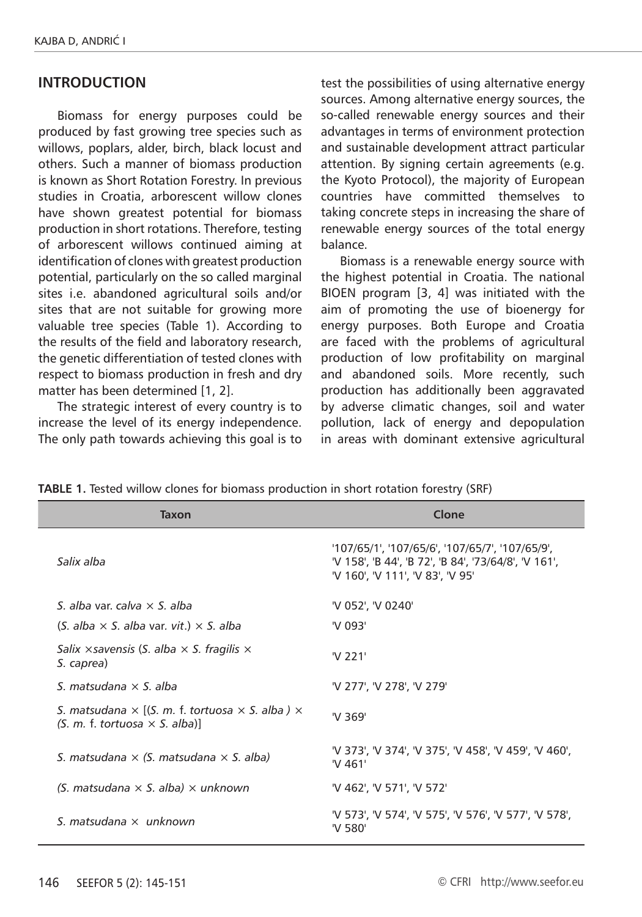## INTRODUCTION

Biomass for energy purposes could be produced by fast growing tree species such as willows, poplars, alder, birch, black locust and others. Such a manner of biomass production is known as Short Rotation Forestry. In previous studies in Croatia, arborescent willow clones have shown greatest potential for biomass production in short rotations. Therefore, testing of arborescent willows continued aiming at identification of clones with greatest production potential, particularly on the so called marginal sites i.e. abandoned agricultural soils and/or sites that are not suitable for growing more valuable tree species (Table 1). According to the results of the field and laboratory research, the genetic differentiation of tested clones with respect to biomass production in fresh and dry matter has been determined [1, 2].

The strategic interest of every country is to increase the level of its energy independence. The only path towards achieving this goal is to test the possibilities of using alternative energy sources. Among alternative energy sources, the so-called renewable energy sources and their advantages in terms of environment protection and sustainable development attract particular attention. By signing certain agreements (e.g. the Kyoto Protocol), the majority of European countries have committed themselves to taking concrete steps in increasing the share of renewable energy sources of the total energy balance.

Biomass is a renewable energy source with the highest potential in Croatia. The national BIOEN program [3, 4] was initiated with the aim of promoting the use of bioenergy for energy purposes. Both Europe and Croatia are faced with the problems of agricultural production of low profitability on marginal and abandoned soils. More recently, such production has additionally been aggravated by adverse climatic changes, soil and water pollution, lack of energy and depopulation in areas with dominant extensive agricultural

**TABLE 1.** Tested willow clones for biomass production in short rotation forestry (SRF)

| Taxon | Clone |
|---|---|
| *Salix alba* | '107/65/1', '107/65/6', '107/65/7', '107/65/9', 'V 158', 'B 44', 'B 72', 'B 84', '73/64/8', 'V 161', 'V 160', 'V 111', 'V 83', 'V 95' |
| *S. alba* var. *calva* × *S. alba* | 'V 052', 'V 0240' |
| (*S. alba* × *S. alba* var. *vit*.) × *S. alba* | 'V 093' |
| *Salix* ×*savensis* (*S. alba* × *S. fragilis* × *S. caprea*) | 'V 221' |
| *S. matsudana* × *S. alba* | 'V 277', 'V 278', 'V 279' |
| *S. matsudana* × [(*S. m.* f. *tortuosa* × *S. alba* ) × (*S. m.* f. *tortuosa* × *S. alba*)] | 'V 369' |
| *S. matsudana* × *(S. matsudana* × *S. alba)* | 'V 373', 'V 374', 'V 375', 'V 458', 'V 459', 'V 460', 'V 461' |
| *(S. matsudana* × *S. alba)* × *unknown* | 'V 462', 'V 571', 'V 572' |
| *S. matsudana* × *unknown* | 'V 573', 'V 574', 'V 575', 'V 576', 'V 577', 'V 578', 'V 580' |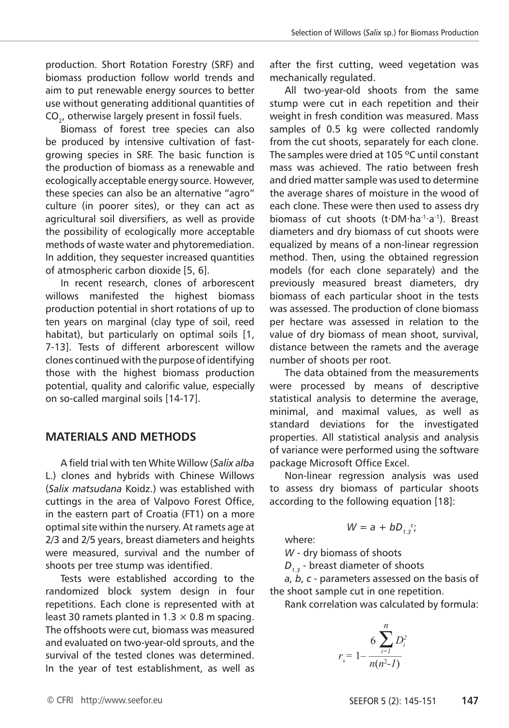production. Short Rotation Forestry (SRF) and biomass production follow world trends and aim to put renewable energy sources to better use without generating additional quantities of $CO_2$, otherwise largely present in fossil fuels.

Biomass of forest tree species can also be produced by intensive cultivation of fast-growing species in SRF. The basic function is the production of biomass as a renewable and ecologically acceptable energy source. However, these species can also be an alternative "agro" culture (in poorer sites), or they can act as agricultural soil diversifiers, as well as provide the possibility of ecologically more acceptable methods of waste water and phytoremediation. In addition, they sequester increased quantities of atmospheric carbon dioxide [5, 6].

In recent research, clones of arborescent willows manifested the highest biomass production potential in short rotations of up to ten years on marginal (clay type of soil, reed habitat), but particularly on optimal soils [1, 7-13]. Tests of different arborescent willow clones continued with the purpose of identifying those with the highest biomass production potential, quality and calorific value, especially on so-called marginal soils [14-17].

## MATERIALS AND METHODS

A field trial with ten White Willow (*Salix alba* L.) clones and hybrids with Chinese Willows (*Salix matsudana* Koidz.) was established with cuttings in the area of Valpovo Forest Office, in the eastern part of Croatia (FT1) on a more optimal site within the nursery. At ramets age at 2/3 and 2/5 years, breast diameters and heights were measured, survival and the number of shoots per tree stump was identified.

Tests were established according to the randomized block system design in four repetitions. Each clone is represented with at least 30 ramets planted in 1.3 × 0.8 m spacing. The offshoots were cut, biomass was measured and evaluated on two-year-old sprouts, and the survival of the tested clones was determined. In the year of test establishment, as well as after the first cutting, weed vegetation was mechanically regulated.

All two-year-old shoots from the same stump were cut in each repetition and their weight in fresh condition was measured. Mass samples of 0.5 kg were collected randomly from the cut shoots, separately for each clone. The samples were dried at 105 ºC until constant mass was achieved. The ratio between fresh and dried matter sample was used to determine the average shares of moisture in the wood of each clone. These were then used to assess dry biomass of cut shoots ($t \cdot DM \cdot ha^{-1} \cdot a^{-1}$). Breast diameters and dry biomass of cut shoots were equalized by means of a non-linear regression method. Then, using the obtained regression models (for each clone separately) and the previously measured breast diameters, dry biomass of each particular shoot in the tests was assessed. The production of clone biomass per hectare was assessed in relation to the value of dry biomass of mean shoot, survival, distance between the ramets and the average number of shoots per root.

The data obtained from the measurements were processed by means of descriptive statistical analysis to determine the average, minimal, and maximal values, as well as standard deviations for the investigated properties. All statistical analysis and analysis of variance were performed using the software package Microsoft Office Excel.

Non-linear regression analysis was used to assess dry biomass of particular shoots according to the following equation [18]:

$$W = a + bD_{1.3}^{c};$$

where:

$W$ - dry biomass of shoots

$D_{1.3}$ - breast diameter of shoots

*a, b, c* - parameters assessed on the basis of the shoot sample cut in one repetition.

Rank correlation was calculated by formula:

$$r_s = 1 - \frac{6\sum_{i=1}^{n} D_i^2}{n(n^2-1)}$$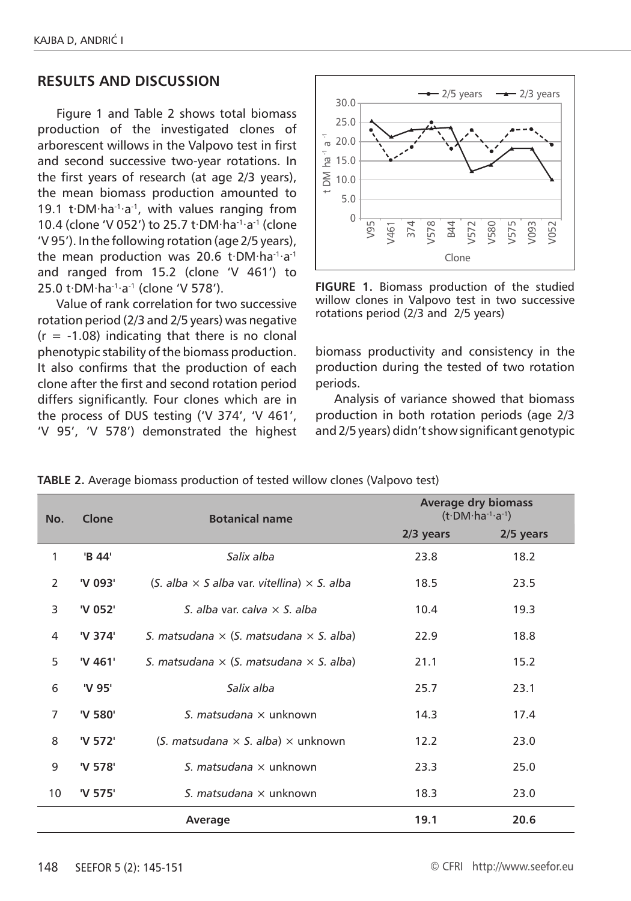## RESULTS AND DISCUSSION

Figure 1 and Table 2 shows total biomass production of the investigated clones of arborescent willows in the Valpovo test in first and second successive two-year rotations. In the first years of research (at age 2/3 years), the mean biomass production amounted to 19.1 t·DM·ha$^{-1}$·a$^{-1}$, with values ranging from 10.4 (clone 'V 052') to 25.7 t·DM·ha$^{-1}$·a$^{-1}$ (clone 'V 95'). In the following rotation (age 2/5 years), the mean production was 20.6 t·DM·ha$^{-1}$·a$^{-1}$ and ranged from 15.2 (clone 'V 461') to 25.0 t·DM·ha$^{-1}$·a$^{-1}$ (clone 'V 578').

Value of rank correlation for two successive rotation period (2/3 and 2/5 years) was negative ($r = -1.08$) indicating that there is no clonal phenotypic stability of the biomass production. It also confirms that the production of each clone after the first and second rotation period differs significantly. Four clones which are in the process of DUS testing ('V 374', 'V 461', 'V 95', 'V 578') demonstrated the highest biomass productivity and consistency in the production during the tested of two rotation periods.

**FIGURE 1.** Biomass production of the studied willow clones in Valpovo test in two successive rotations period (2/3 and 2/5 years)

Analysis of variance showed that biomass production in both rotation periods (age 2/3 and 2/5 years) didn't show significant genotypic

**TABLE 2.** Average biomass production of tested willow clones (Valpovo test)

| No. | Clone | Botanical name | Average dry biomass (t·DM·ha$^{-1}$·a$^{-1}$) | |
|---|---|---|---|---|
| | | | 2/3 years | 2/5 years |
| 1 | 'B 44' | *Salix alba* | 23.8 | 18.2 |
| 2 | 'V 093' | (*S. alba* × *S alba* var. *vitellina*) × *S. alba* | 18.5 | 23.5 |
| 3 | 'V 052' | *S. alba* var. *calva* × *S. alba* | 10.4 | 19.3 |
| 4 | 'V 374' | *S. matsudana* × (*S. matsudana* × *S. alba*) | 22.9 | 18.8 |
| 5 | 'V 461' | *S. matsudana* × (*S. matsudana* × *S. alba*) | 21.1 | 15.2 |
| 6 | 'V 95' | *Salix alba* | 25.7 | 23.1 |
| 7 | 'V 580' | *S. matsudana* × unknown | 14.3 | 17.4 |
| 8 | 'V 572' | (*S. matsudana* × *S. alba*) × unknown | 12.2 | 23.0 |
| 9 | 'V 578' | *S. matsudana* × unknown | 23.3 | 25.0 |
| 10 | 'V 575' | *S. matsudana* × unknown | 18.3 | 23.0 |
| | | **Average** | **19.1** | **20.6** |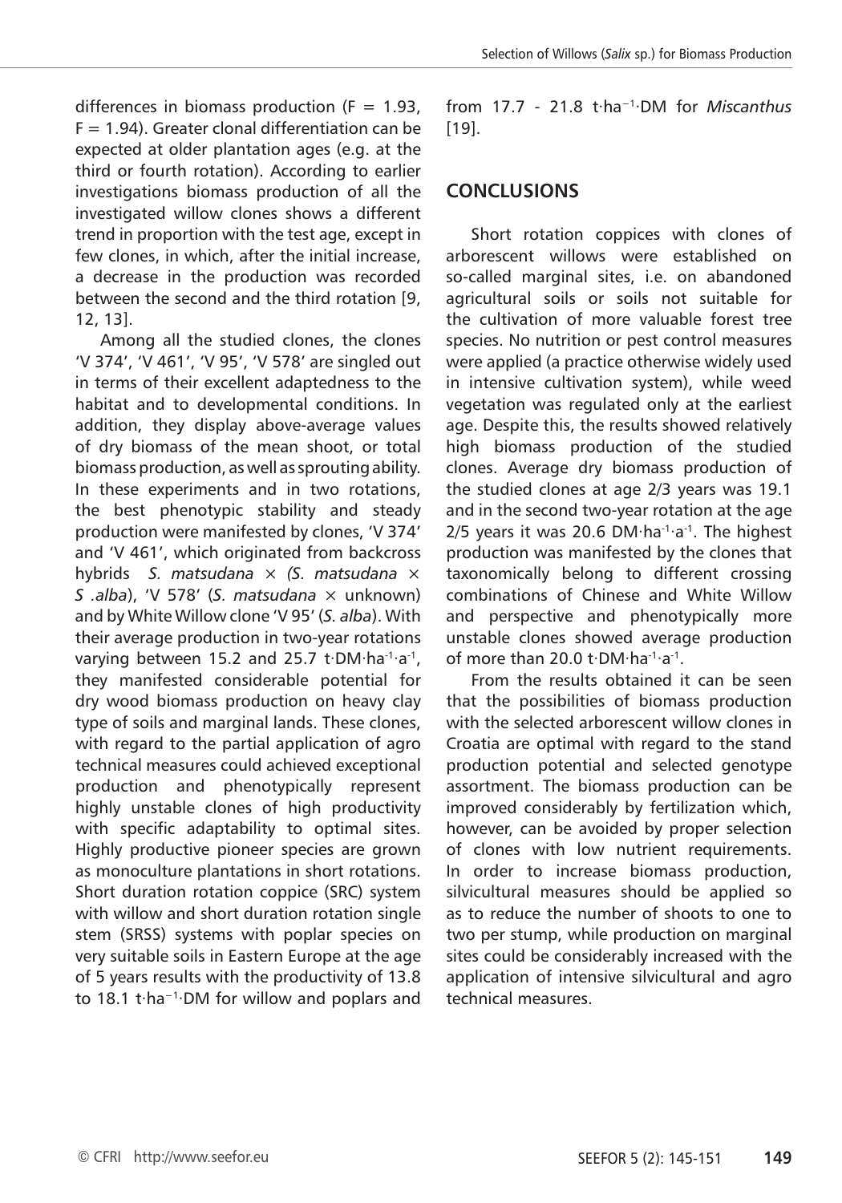differences in biomass production (F = 1.93, F = 1.94). Greater clonal differentiation can be expected at older plantation ages (e.g. at the third or fourth rotation). According to earlier investigations biomass production of all the investigated willow clones shows a different trend in proportion with the test age, except in few clones, in which, after the initial increase, a decrease in the production was recorded between the second and the third rotation [9, 12, 13].

Among all the studied clones, the clones 'V 374', 'V 461', 'V 95', 'V 578' are singled out in terms of their excellent adaptedness to the habitat and to developmental conditions. In addition, they display above-average values of dry biomass of the mean shoot, or total biomass production, as well as sprouting ability. In these experiments and in two rotations, the best phenotypic stability and steady production were manifested by clones, 'V 374' and 'V 461', which originated from backcross hybrids *S. matsudana* × *(S. matsudana* × *S .alba*), 'V 578' (*S. matsudana* × unknown) and by White Willow clone 'V 95' (*S. alba*). With their average production in two-year rotations varying between 15.2 and 25.7 $t \cdot DM \cdot ha^{-1} \cdot a^{-1}$, they manifested considerable potential for dry wood biomass production on heavy clay type of soils and marginal lands. These clones, with regard to the partial application of agro technical measures could achieved exceptional production and phenotypically represent highly unstable clones of high productivity with specific adaptability to optimal sites. Highly productive pioneer species are grown as monoculture plantations in short rotations. Short duration rotation coppice (SRC) system with willow and short duration rotation single stem (SRSS) systems with poplar species on very suitable soils in Eastern Europe at the age of 5 years results with the productivity of 13.8 to 18.1 $t \cdot ha^{-1} \cdot DM$ for willow and poplars and from 17.7 - 21.8 $t \cdot ha^{-1} \cdot DM$ for *Miscanthus* [19].

## CONCLUSIONS

Short rotation coppices with clones of arborescent willows were established on so-called marginal sites, i.e. on abandoned agricultural soils or soils not suitable for the cultivation of more valuable forest tree species. No nutrition or pest control measures were applied (a practice otherwise widely used in intensive cultivation system), while weed vegetation was regulated only at the earliest age. Despite this, the results showed relatively high biomass production of the studied clones. Average dry biomass production of the studied clones at age 2/3 years was 19.1 and in the second two-year rotation at the age 2/5 years it was 20.6 $DM \cdot ha^{-1} \cdot a^{-1}$. The highest production was manifested by the clones that taxonomically belong to different crossing combinations of Chinese and White Willow and perspective and phenotypically more unstable clones showed average production of more than 20.0 $t \cdot DM \cdot ha^{-1} \cdot a^{-1}$.

From the results obtained it can be seen that the possibilities of biomass production with the selected arborescent willow clones in Croatia are optimal with regard to the stand production potential and selected genotype assortment. The biomass production can be improved considerably by fertilization which, however, can be avoided by proper selection of clones with low nutrient requirements. In order to increase biomass production, silvicultural measures should be applied so as to reduce the number of shoots to one to two per stump, while production on marginal sites could be considerably increased with the application of intensive silvicultural and agro technical measures.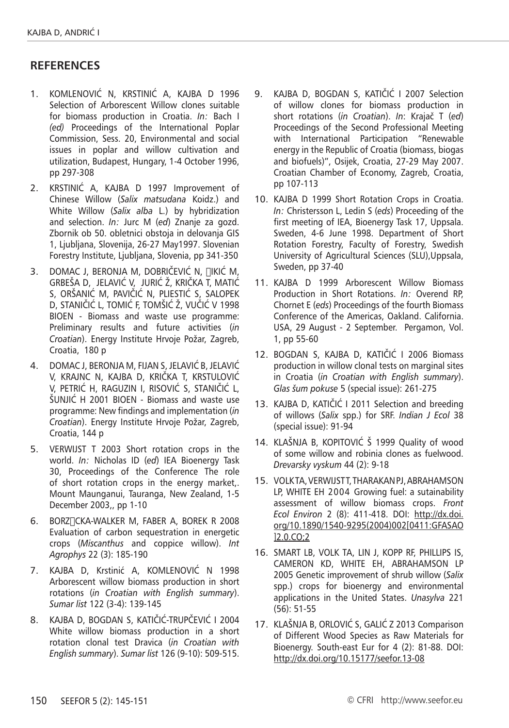## REFERENCES

1. KOMLENOVIĆ N, KRSTINIĆ A, KAJBA D 1996 Selection of Arborescent Willow clones suitable for biomass production in Croatia. *In:* Bach I *(ed)* Proceedings of the International Poplar Commission, Sess. 20, Environmental and social issues in poplar and willow cultivation and utilization, Budapest, Hungary, 1-4 October 1996, pp 297-308

2. KRSTINIĆ A, KAJBA D 1997 Improvement of Chinese Willow (*Salix matsudana* Koidz.) and White Willow (*Salix alba* L.) by hybridization and selection. *In:* Jurc M (*ed*) Znanje za gozd. Zbornik ob 50. obletnici obstoja in delovanja GIS 1, Ljubljana, Slovenija, 26-27 May1997. Slovenian Forestry Institute, Ljubljana, Slovenia, pp 341-350

3. DOMAC J, BERONJA M, DOBRIČEVIĆ N, IKIĆ M, GRBEŠA D, JELAVIĆ V, JURIĆ Ž, KRIČKA T, MATIĆ S, ORŠANIĆ M, PAVIČIĆ N, PLIESTIĆ S, SALOPEK D, STANIČIĆ L, TOMIĆ F, TOMŠIĆ Ž, VUČIĆ V 1998 BIOEN - Biomass and waste use programme: Preliminary results and future activities (*in Croatian*). Energy Institute Hrvoje Požar, Zagreb, Croatia, 180 p

4. DOMAC J, BERONJA M, FIJAN S, JELAVIĆ B, JELAVIĆ V, KRAJNC N, KAJBA D, KRIČKA T, KRSTULOVIĆ V, PETRIĆ H, RAGUZIN I, RISOVIĆ S, STANIČIĆ L, ŠUNJIĆ H 2001 BIOEN - Biomass and waste use programme: New findings and implementation (*in Croatian*). Energy Institute Hrvoje Požar, Zagreb, Croatia, 144 p

5. VERWIJST T 2003 Short rotation crops in the world. *In:* Nicholas ID (*ed*) IEA Bioenergy Task 30, Proceedings of the Conference The role of short rotation crops in the energy market,. Mount Maunganui, Tauranga, New Zealand, 1-5 December 2003,, pp 1-10

6. BORZCKA-WALKER M, FABER A, BOREK R 2008 Evaluation of carbon sequestration in energetic crops (*Miscanthus* and coppice willow). *Int Agrophys* 22 (3): 185-190

7. KAJBA D, Krstinić A, KOMLENOVIĆ N 1998 Arborescent willow biomass production in short rotations (*in Croatian with English summary*). *Sumar list* 122 (3-4): 139-145

8. KAJBA D, BOGDAN S, KATIČIĆ-TRUPČEVIĆ I 2004 White willow biomass production in a short rotation clonal test Dravica (*in Croatian with English summary*). *Sumar list* 126 (9-10): 509-515.

9. KAJBA D, BOGDAN S, KATIČIĆ I 2007 Selection of willow clones for biomass production in short rotations (*in Croatian*). *In*: Krajač T (*ed*) Proceedings of the Second Professional Meeting with International Participation "Renewable energy in the Republic of Croatia (biomass, biogas and biofuels)", Osijek, Croatia, 27-29 May 2007. Croatian Chamber of Economy, Zagreb, Croatia, pp 107-113

10. KAJBA D 1999 Short Rotation Crops in Croatia. *In:* Christersson L, Ledin S (*eds*) Proceeding of the first meeting of IEA, Bioenergy Task 17, Uppsala. Sweden, 4-6 June 1998. Department of Short Rotation Forestry, Faculty of Forestry, Swedish University of Agricultural Sciences (SLU),Uppsala, Sweden, pp 37-40

11. KAJBA D 1999 Arborescent Willow Biomass Production in Short Rotations. *In:* Overend RP, Chornet E (*eds*) Proceedings of the fourth Biomass Conference of the Americas, Oakland. California. USA, 29 August - 2 September. Pergamon, Vol. 1, pp 55-60

12. BOGDAN S, KAJBA D, KATIČIĆ I 2006 Biomass production in willow clonal tests on marginal sites in Croatia (*in Croatian with English summary*). *Glas šum pokuse* 5 (special issue): 261-275

13. KAJBA D, KATIČIĆ I 2011 Selection and breeding of willows (*Salix* spp.) for SRF. *Indian J Ecol* 38 (special issue): 91-94

14. KLAŠNJA B, KOPITOVIĆ Š 1999 Quality of wood of some willow and robinia clones as fuelwood. *Drevarsky vyskum* 44 (2): 9-18

15. VOLK TA, VERWIJST T, THARAKAN PJ, ABRAHAMSON LP, WHITE EH 2004 Growing fuel: a sutainability assessment of willow biomass crops. *Front Ecol Environ* 2 (8): 411-418. DOI: http://dx.doi.org/10.1890/1540-9295(2004)002[0411:GFASAO]2.0.CO;2

16. SMART LB, VOLK TA, LIN J, KOPP RF, PHILLIPS IS, CAMERON KD, WHITE EH, ABRAHAMSON LP 2005 Genetic improvement of shrub willow (*Salix* spp.) crops for bioenergy and environmental applications in the United States. *Unasylva* 221 (56): 51-55

17. KLAŠNJA B, ORLOVIĆ S, GALIĆ Z 2013 Comparison of Different Wood Species as Raw Materials for Bioenergy. South-east Eur for 4 (2): 81-88. DOI: http://dx.doi.org/10.15177/seefor.13-08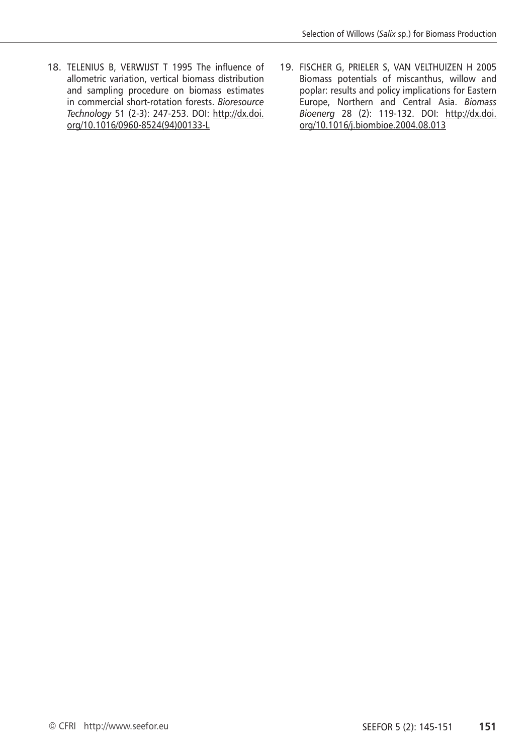18. TELENIUS B, VERWIJST T 1995 The influence of allometric variation, vertical biomass distribution and sampling procedure on biomass estimates in commercial short-rotation forests. *Bioresource Technology* 51 (2-3): 247-253. DOI: http://dx.doi.org/10.1016/0960-8524(94)00133-L

19. FISCHER G, PRIELER S, VAN VELTHUIZEN H 2005 Biomass potentials of miscanthus, willow and poplar: results and policy implications for Eastern Europe, Northern and Central Asia. *Biomass Bioenerg* 28 (2): 119-132. DOI: http://dx.doi.org/10.1016/j.biombioe.2004.08.013